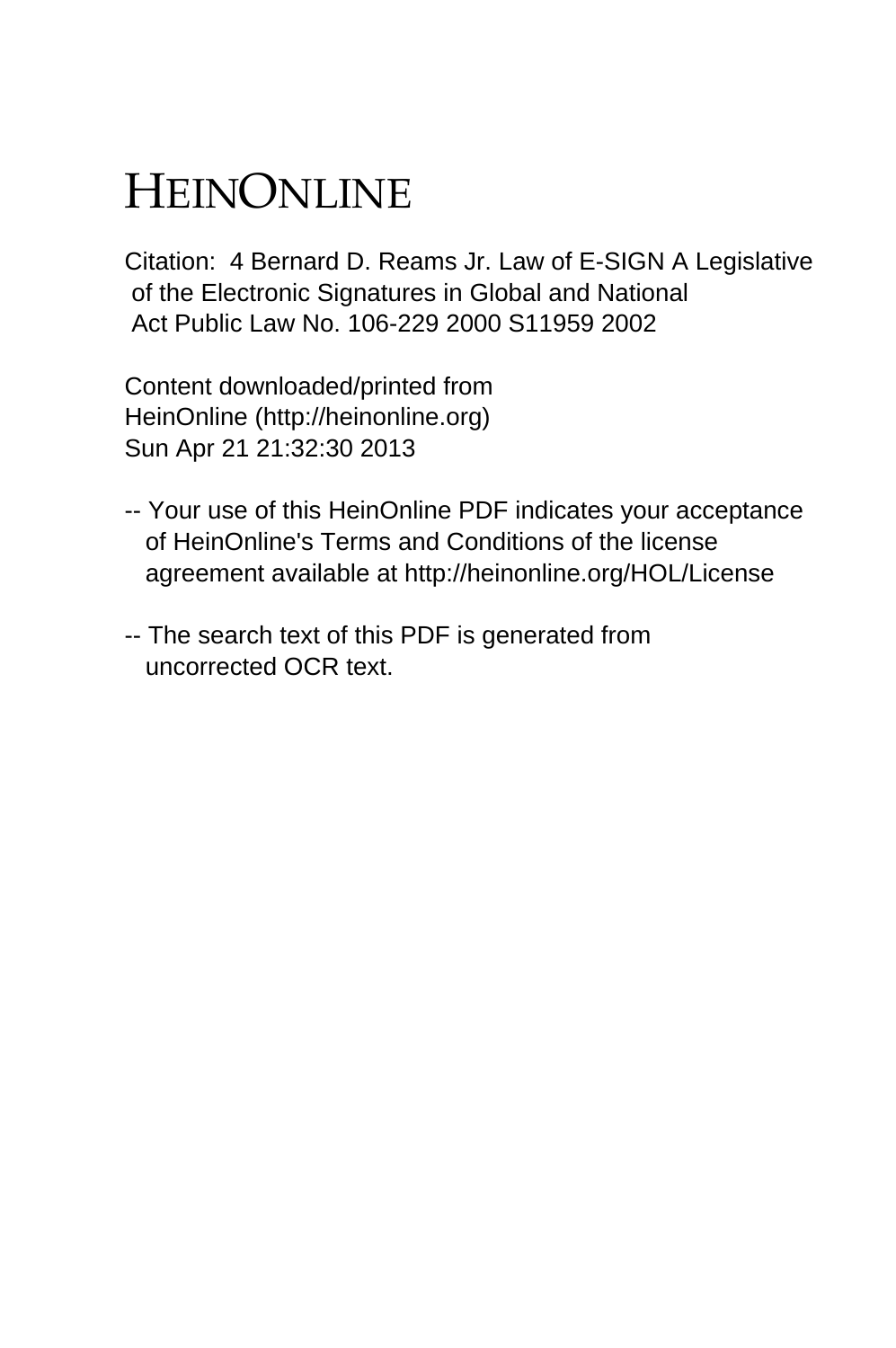# HEINONLINE

Citation: 4 Bernard D. Reams Jr. Law of E-SIGN A Legislative of the Electronic Signatures in Global and National Act Public Law No. 106-229 2000 S11959 2002

Content downloaded/printed from
HeinOnline (http://heinonline.org)
Sun Apr 21 21:32:30 2013

-- Your use of this HeinOnline PDF indicates your acceptance of HeinOnline's Terms and Conditions of the license agreement available at http://heinonline.org/HOL/License

-- The search text of this PDF is generated from uncorrected OCR text.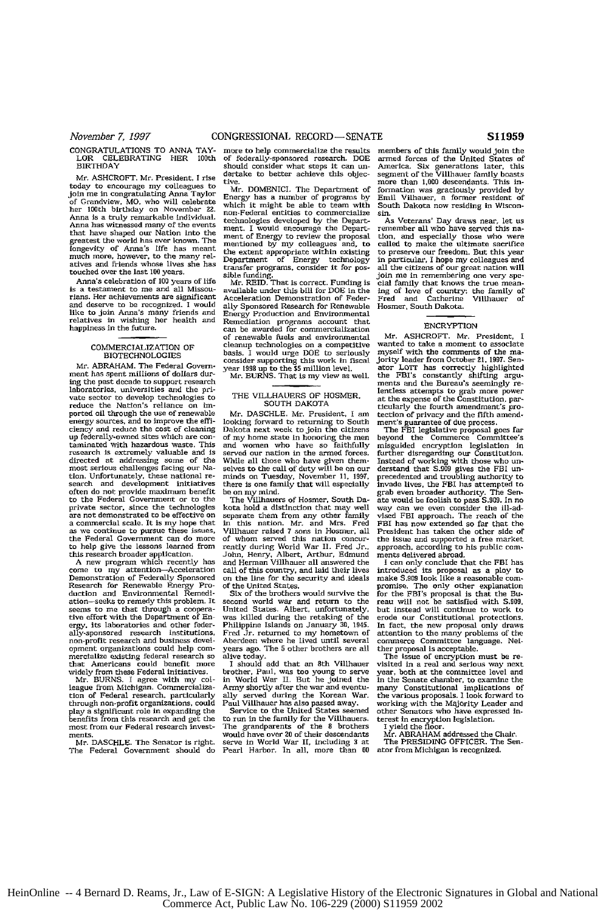## CONGRATULATIONS TO ANNA TAYLOR CELEBRATING HER 100th BIRTHDAY

Mr. ASHCROFT. Mr. President, I rise today to encourage my colleagues to join me in congratulating Anna Taylor of Grandview, MO, who will celebrate her 100th birthday on November 22. Anna is a truly remarkable individual. Anna has witnessed many of the events that have shaped our Nation into the greatest the world has ever known. The longevity of Anna's life has meant much more, however, to the many relatives and friends whose lives she has touched over the last 100 years.

Anna's celebration of 100 years of life is a testament to me and all Missourians. Her achievements are significant and deserve to be recognized. I would like to join Anna's many friends and relatives in wishing her health and happiness in the future.

## COMMERCIALIZATION OF BIOTECHNOLOGIES

Mr. ABRAHAM. The Federal Government has spent millions of dollars during the past decade to support research laboratories, universities and the private sector to develop technologies to reduce the Nation's reliance on imported oil through the use of renewable energy sources, and to improve the efficiency and reduce the cost of cleaning up federally-owned sites which are contaminated with hazardous waste. This research is extremely valuable and is directed at addressing some of the most serious challenges facing our Nation. Unfortunately, these national research and development initiatives often do not provide maximum benefit to the Federal Government or to the private sector, since the technologies are not demonstrated to be effective on a commercial scale. It is my hope that as we continue to pursue these issues, the Federal Government can do more to help give the lessons learned from this research broader application.

A new program which recently has come to my attention—Acceleration Demonstration of Federally Sponsored Research for Renewable Energy Production and Environmental Remediation—seeks to remedy this problem. It seems to me that through a cooperative effort with the Department of Energy, its laboratories and other federally-sponsored research institutions, non-profit research and business development organizations could help commercialize existing federal research so that Americans could benefit more widely from these Federal initiatives.

Mr. BURNS. I agree with my colleague from Michigan. Commercialization of Federal research, particularly through non-profit organizations, could play a significant role in expanding the benefits from this research and get the most from our Federal research investments.

Mr. DASCHLE. The Senator is right. The Federal Government should do more to help commercialize the results of federally-sponsored research. DOE should consider what steps it can undertake to better achieve this objective.

Mr. DOMENICI. The Department of Energy has a number of programs by which it might be able to team with non-Federal entities to commercialize technologies developed by the Department. I would encourage the Department of Energy to review the proposal mentioned by my colleagues and, to the extent appropriate within existing Department of Energy technology transfer programs, consider it for possible funding.

Mr. REID. That is correct. Funding is available under this bill for DOE in the Acceleration Demonstration of Federally Sponsored Research for Renewable Energy Production and Environmental Remediation programs account that can be awarded for commercialization of renewable fuels and environmental cleanup technologies on a competitive basis. I would urge DOE to seriously consider supporting this work in fiscal year 1998 up to the $5 million level.

Mr. BURNS. That is my view as well.

## THE VILLHAUERS OF HOSMER, SOUTH DAKOTA

Mr. DASCHLE. Mr. President, I am looking forward to returning to South Dakota next week to join the citizens of my home state in honoring the men and women who have so faithfully served our nation in the armed forces. While all those who have given themselves to the call of duty will be on our minds on Tuesday, November 11, 1997, there is one family that will especially be on my mind.

The Villhauers of Hosmer, South Dakota hold a distinction that may well separate them from any other family in this nation. Mr. and Mrs. Fred Villhauer raised 7 sons in Hosmer, all of whom served this nation concurrently during World War II. Fred Jr., John, Henry, Albert, Arthur, Edmund and Herman Villhauer all answered the call of this country, and laid their lives on the line for the security and ideals of the United States.

Six of the brothers would survive the second world war and return to the United States. Albert, unfortunately, was killed during the retaking of the Philippine Islands on January 30, 1945. Fred Jr. returned to my hometown of Aberdeen where he lived until several years ago. The 5 other brothers are all alive today.

I should add that an 8th Villhauer brother, Paul, was too young to serve in World War II. But he joined the Army shortly after the war and eventually served during the Korean War. Paul Villhauer has also passed away.

Service to the United States seemed to run in the family for the Villhauers. The grandparents of the 8 brothers would have over 20 of their descendants serve in World War II, including 3 at Pearl Harbor. In all, more than 60 members of this family would join the armed forces of the United States of America. Six generations later, this segment of the Villhauer family boasts more than 1,000 descendants. This information was graciously provided by Emil Vilhauer, a former resident of South Dakota now residing in Wisconsin.

As Veterans' Day draws near, let us remember all who have served this nation, and especially those who were called to make the ultimate sacrifice to preserve our freedom. But this year in particular, I hope my colleagues and all the citizens of our great nation will join me in remembering one very special family that knows the true meaning of love of country: the family of Fred and Catherine Villhauer of Hosmer, South Dakota.

## ENCRYPTION

Mr. ASHCROFT. Mr. President, I wanted to take a moment to associate myself with the comments of the majority leader from October 21, 1997. Senator LOTT has correctly highlighted the FBI's constantly shifting arguments and the Bureau's seemingly relentless attempts to grab more power at the expense of the Constitution, particularly the fourth amendment's protection of privacy and the fifth amendment's guarantee of due process.

The FBI legislative proposal goes far beyond the Commerce Committee's misguided encryption legislation in further disregarding our Constitution. Instead of working with those who understand that S.909 gives the FBI unprecedented and troubling authority to invade lives, the FBI has attempted to grab even broader authority. The Senate would be foolish to pass S.909. In no way can we even consider the ill-advised FBI approach. The reach of the FBI has now extended so far that the President has taken the other side of the issue and supported a free market approach, according to his public comments delivered abroad.

I can only conclude that the FBI has introduced its proposal as a ploy to make S.909 look like a reasonable compromise. The only other explanation for the FBI's proposal is that the Bureau will not be satisfied with S.909, but instead will continue to work to erode our Constitutional protections. In fact, the new proposal only draws attention to the many problems of the commerce Committee language. Neither proposal is acceptable.

The issue of encryption must be revisited in a real and serious way next year, both at the committee level and in the Senate chamber, to examine the many Constitutional implications of the various proposals. I look forward to working with the Majority Leader and other Senators who have expressed interest in encryption legislation.

I yield the floor.

Mr. ABRAHAM addressed the Chair.

The PRESIDING OFFICER. The Senator from Michigan is recognized.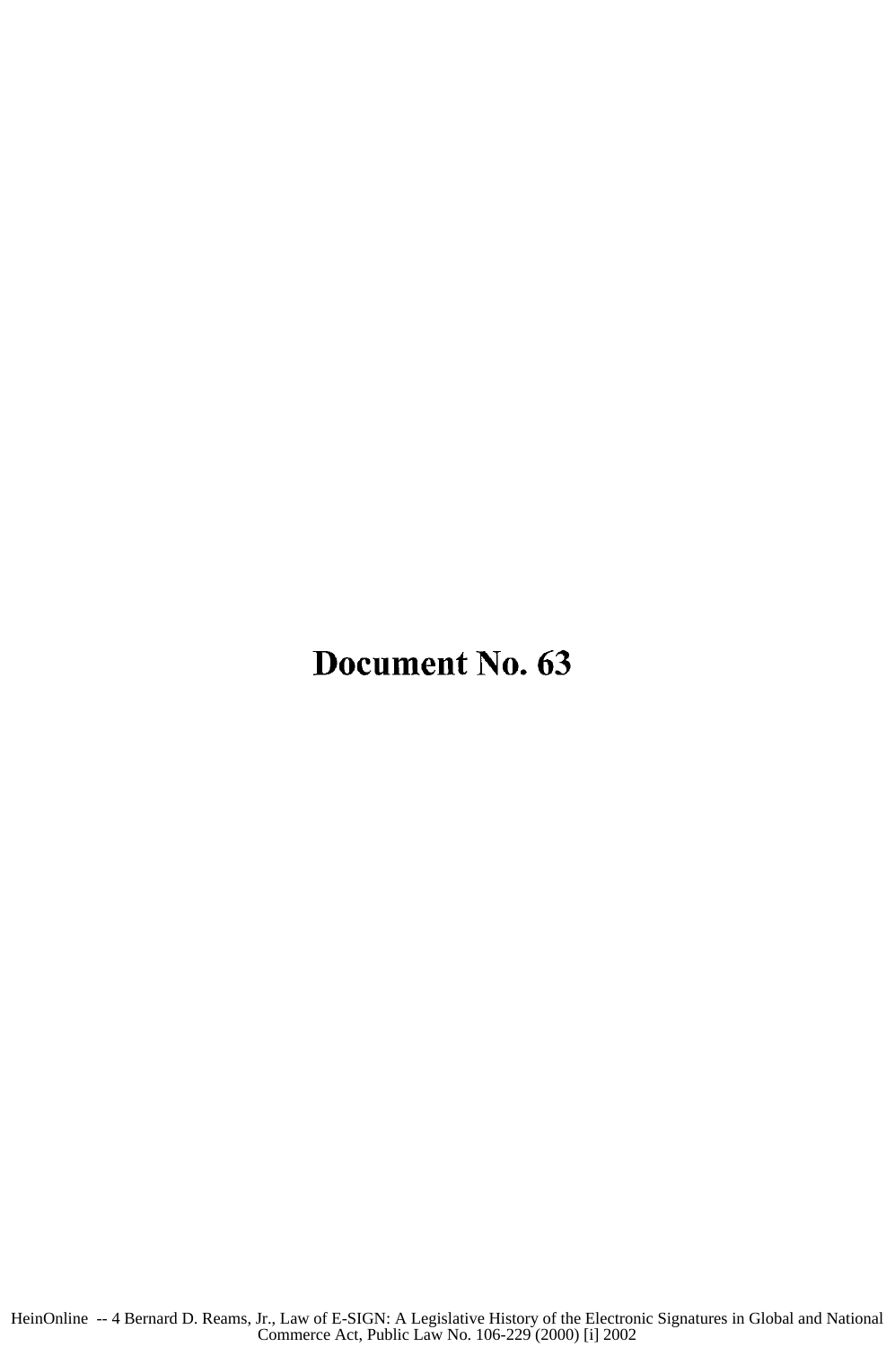# Document No. 63